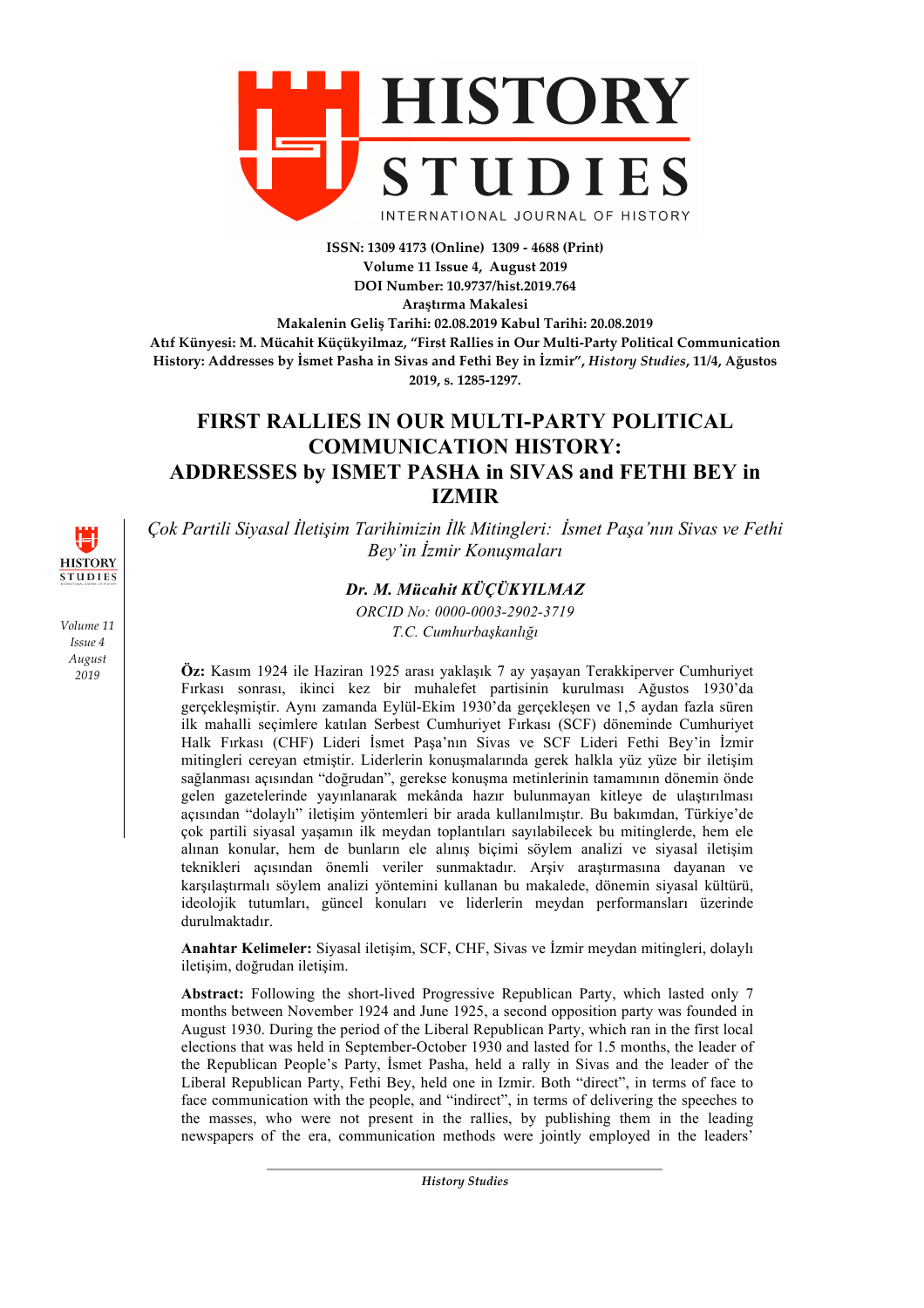# HISTORY STUDIES

INTERNATIONAL JOURNAL OF HISTORY

**ISSN: 1309 4173 (Online) 1309 - 4688 (Print)**
**Volume 11 Issue 4, August 2019**
**DOI Number: 10.9737/hist.2019.764**
**Araştırma Makalesi**
**Makalenin Geliş Tarihi: 02.08.2019 Kabul Tarihi: 20.08.2019**
**Atıf Künyesi: M. Mücahit Küçükyilmaz, "First Rallies in Our Multi-Party Political Communication History: Addresses by İsmet Pasha in Sivas and Fethi Bey in İzmir",** ***History Studies*****, 11/4, Ağustos 2019, s. 1285-1297.**

# FIRST RALLIES IN OUR MULTI-PARTY POLITICAL COMMUNICATION HISTORY: ADDRESSES by ISMET PASHA in SIVAS and FETHI BEY in IZMIR

*Çok Partili Siyasal İletişim Tarihimizin İlk Mitingleri: İsmet Paşa'nın Sivas ve Fethi Bey'in İzmir Konuşmaları*

***Dr. M. Mücahit KÜÇÜKYILMAZ***

*ORCID No: 0000-0003-2902-3719*

*T.C. Cumhurbaşkanlığı*

**Öz:** Kasım 1924 ile Haziran 1925 arası yaklaşık 7 ay yaşayan Terakkiperver Cumhuriyet Fırkası sonrası, ikinci kez bir muhalefet partisinin kurulması Ağustos 1930'da gerçekleşmiştir. Aynı zamanda Eylül-Ekim 1930'da gerçekleşen ve 1,5 aydan fazla süren ilk mahalli seçimlere katılan Serbest Cumhuriyet Fırkası (SCF) döneminde Cumhuriyet Halk Fırkası (CHF) Lideri İsmet Paşa'nın Sivas ve SCF Lideri Fethi Bey'in İzmir mitingleri cereyan etmiştir. Liderlerin konuşmalarında gerek halkla yüz yüze bir iletişim sağlanması açısından "doğrudan", gerekse konuşma metinlerinin tamamının dönemin önde gelen gazetelerinde yayınlanarak mekânda hazır bulunmayan kitleye de ulaştırılması açısından "dolaylı" iletişim yöntemleri bir arada kullanılmıştır. Bu bakımdan, Türkiye'de çok partili siyasal yaşamın ilk meydan toplantıları sayılabilecek bu mitinglerde, hem ele alınan konular, hem de bunların ele alınış biçimi söylem analizi ve siyasal iletişim teknikleri açısından önemli veriler sunmaktadır. Arşiv araştırmasına dayanan ve karşılaştırmalı söylem analizi yöntemini kullanan bu makalede, dönemin siyasal kültürü, ideolojik tutumları, güncel konuları ve liderlerin meydan performansları üzerinde durulmaktadır.

**Anahtar Kelimeler:** Siyasal iletişim, SCF, CHF, Sivas ve İzmir meydan mitingleri, dolaylı iletişim, doğrudan iletişim.

**Abstract:** Following the short-lived Progressive Republican Party, which lasted only 7 months between November 1924 and June 1925, a second opposition party was founded in August 1930. During the period of the Liberal Republican Party, which ran in the first local elections that was held in September-October 1930 and lasted for 1.5 months, the leader of the Republican People's Party, İsmet Pasha, held a rally in Sivas and the leader of the Liberal Republican Party, Fethi Bey, held one in Izmir. Both "direct", in terms of face to face communication with the people, and "indirect", in terms of delivering the speeches to the masses, who were not present in the rallies, by publishing them in the leading newspapers of the era, communication methods were jointly employed in the leaders'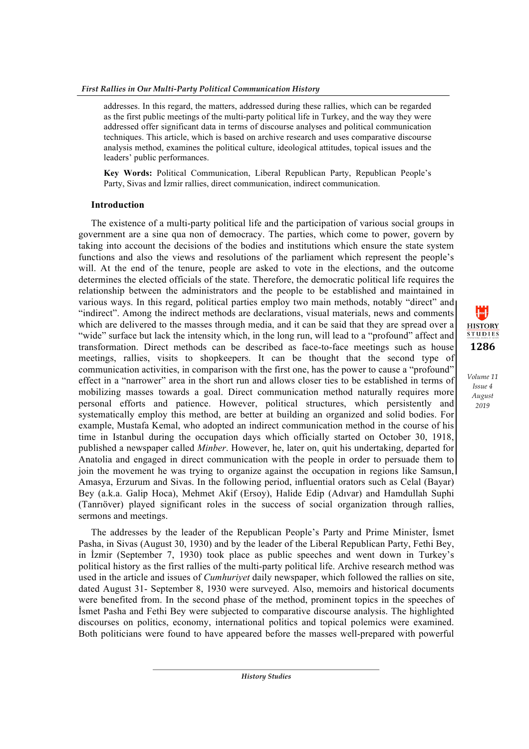addresses. In this regard, the matters, addressed during these rallies, which can be regarded as the first public meetings of the multi-party political life in Turkey, and the way they were addressed offer significant data in terms of discourse analyses and political communication techniques. This article, which is based on archive research and uses comparative discourse analysis method, examines the political culture, ideological attitudes, topical issues and the leaders' public performances.

**Key Words:** Political Communication, Liberal Republican Party, Republican People's Party, Sivas and İzmir rallies, direct communication, indirect communication.

## Introduction

The existence of a multi-party political life and the participation of various social groups in government are a sine qua non of democracy. The parties, which come to power, govern by taking into account the decisions of the bodies and institutions which ensure the state system functions and also the views and resolutions of the parliament which represent the people's will. At the end of the tenure, people are asked to vote in the elections, and the outcome determines the elected officials of the state. Therefore, the democratic political life requires the relationship between the administrators and the people to be established and maintained in various ways. In this regard, political parties employ two main methods, notably "direct" and "indirect". Among the indirect methods are declarations, visual materials, news and comments which are delivered to the masses through media, and it can be said that they are spread over a "wide" surface but lack the intensity which, in the long run, will lead to a "profound" affect and transformation. Direct methods can be described as face-to-face meetings such as house meetings, rallies, visits to shopkeepers. It can be thought that the second type of communication activities, in comparison with the first one, has the power to cause a "profound" effect in a "narrower" area in the short run and allows closer ties to be established in terms of mobilizing masses towards a goal. Direct communication method naturally requires more personal efforts and patience. However, political structures, which persistently and systematically employ this method, are better at building an organized and solid bodies. For example, Mustafa Kemal, who adopted an indirect communication method in the course of his time in Istanbul during the occupation days which officially started on October 30, 1918, published a newspaper called *Minber*. However, he, later on, quit his undertaking, departed for Anatolia and engaged in direct communication with the people in order to persuade them to join the movement he was trying to organize against the occupation in regions like Samsun, Amasya, Erzurum and Sivas. In the following period, influential orators such as Celal (Bayar) Bey (a.k.a. Galip Hoca), Mehmet Akif (Ersoy), Halide Edip (Adıvar) and Hamdullah Suphi (Tanrıöver) played significant roles in the success of social organization through rallies, sermons and meetings.

The addresses by the leader of the Republican People's Party and Prime Minister, İsmet Pasha, in Sivas (August 30, 1930) and by the leader of the Liberal Republican Party, Fethi Bey, in İzmir (September 7, 1930) took place as public speeches and went down in Turkey's political history as the first rallies of the multi-party political life. Archive research method was used in the article and issues of *Cumhuriyet* daily newspaper, which followed the rallies on site, dated August 31- September 8, 1930 were surveyed. Also, memoirs and historical documents were benefited from. In the second phase of the method, prominent topics in the speeches of İsmet Pasha and Fethi Bey were subjected to comparative discourse analysis. The highlighted discourses on politics, economy, international politics and topical polemics were examined. Both politicians were found to have appeared before the masses well-prepared with powerful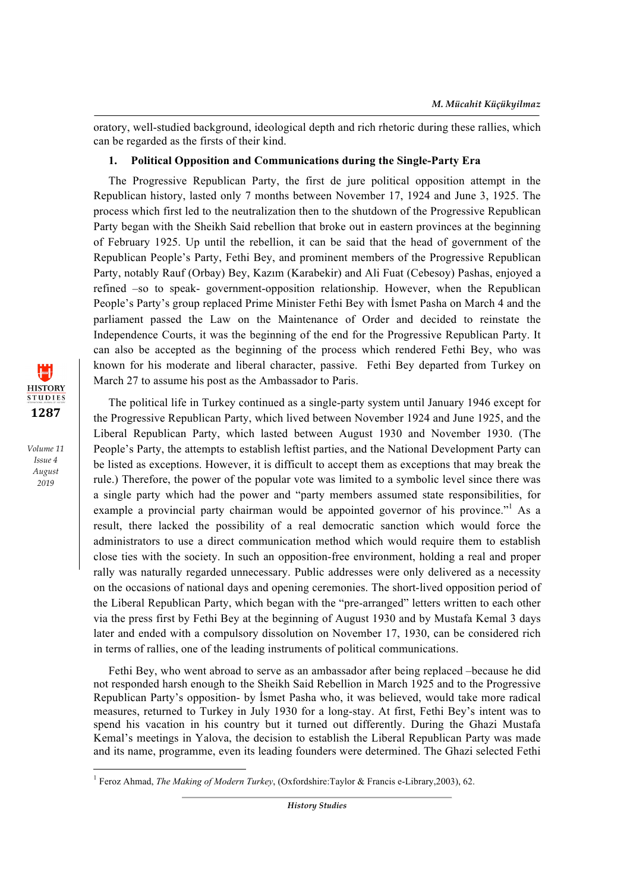oratory, well-studied background, ideological depth and rich rhetoric during these rallies, which can be regarded as the firsts of their kind.

## 1. Political Opposition and Communications during the Single-Party Era

The Progressive Republican Party, the first de jure political opposition attempt in the Republican history, lasted only 7 months between November 17, 1924 and June 3, 1925. The process which first led to the neutralization then to the shutdown of the Progressive Republican Party began with the Sheikh Said rebellion that broke out in eastern provinces at the beginning of February 1925. Up until the rebellion, it can be said that the head of government of the Republican People's Party, Fethi Bey, and prominent members of the Progressive Republican Party, notably Rauf (Orbay) Bey, Kazım (Karabekir) and Ali Fuat (Cebesoy) Pashas, enjoyed a refined –so to speak- government-opposition relationship. However, when the Republican People's Party's group replaced Prime Minister Fethi Bey with İsmet Pasha on March 4 and the parliament passed the Law on the Maintenance of Order and decided to reinstate the Independence Courts, it was the beginning of the end for the Progressive Republican Party. It can also be accepted as the beginning of the process which rendered Fethi Bey, who was known for his moderate and liberal character, passive. Fethi Bey departed from Turkey on March 27 to assume his post as the Ambassador to Paris.

The political life in Turkey continued as a single-party system until January 1946 except for the Progressive Republican Party, which lived between November 1924 and June 1925, and the Liberal Republican Party, which lasted between August 1930 and November 1930. (The People's Party, the attempts to establish leftist parties, and the National Development Party can be listed as exceptions. However, it is difficult to accept them as exceptions that may break the rule.) Therefore, the power of the popular vote was limited to a symbolic level since there was a single party which had the power and "party members assumed state responsibilities, for example a provincial party chairman would be appointed governor of his province."[1] As a result, there lacked the possibility of a real democratic sanction which would force the administrators to use a direct communication method which would require them to establish close ties with the society. In such an opposition-free environment, holding a real and proper rally was naturally regarded unnecessary. Public addresses were only delivered as a necessity on the occasions of national days and opening ceremonies. The short-lived opposition period of the Liberal Republican Party, which began with the "pre-arranged" letters written to each other via the press first by Fethi Bey at the beginning of August 1930 and by Mustafa Kemal 3 days later and ended with a compulsory dissolution on November 17, 1930, can be considered rich in terms of rallies, one of the leading instruments of political communications.

Fethi Bey, who went abroad to serve as an ambassador after being replaced –because he did not responded harsh enough to the Sheikh Said Rebellion in March 1925 and to the Progressive Republican Party's opposition- by İsmet Pasha who, it was believed, would take more radical measures, returned to Turkey in July 1930 for a long-stay. At first, Fethi Bey's intent was to spend his vacation in his country but it turned out differently. During the Ghazi Mustafa Kemal's meetings in Yalova, the decision to establish the Liberal Republican Party was made and its name, programme, even its leading founders were determined. The Ghazi selected Fethi

---

[1] Feroz Ahmad, *The Making of Modern Turkey*, (Oxfordshire:Taylor & Francis e-Library,2003), 62.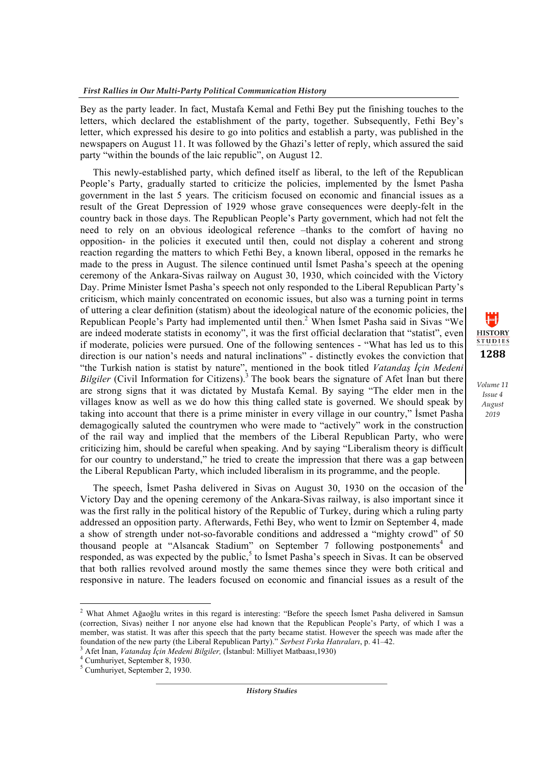Bey as the party leader. In fact, Mustafa Kemal and Fethi Bey put the finishing touches to the letters, which declared the establishment of the party, together. Subsequently, Fethi Bey's letter, which expressed his desire to go into politics and establish a party, was published in the newspapers on August 11. It was followed by the Ghazi's letter of reply, which assured the said party "within the bounds of the laic republic", on August 12.

This newly-established party, which defined itself as liberal, to the left of the Republican People's Party, gradually started to criticize the policies, implemented by the İsmet Pasha government in the last 5 years. The criticism focused on economic and financial issues as a result of the Great Depression of 1929 whose grave consequences were deeply-felt in the country back in those days. The Republican People's Party government, which had not felt the need to rely on an obvious ideological reference –thanks to the comfort of having no opposition- in the policies it executed until then, could not display a coherent and strong reaction regarding the matters to which Fethi Bey, a known liberal, opposed in the remarks he made to the press in August. The silence continued until İsmet Pasha's speech at the opening ceremony of the Ankara-Sivas railway on August 30, 1930, which coincided with the Victory Day. Prime Minister İsmet Pasha's speech not only responded to the Liberal Republican Party's criticism, which mainly concentrated on economic issues, but also was a turning point in terms of uttering a clear definition (statism) about the ideological nature of the economic policies, the Republican People's Party had implemented until then.[2] When İsmet Pasha said in Sivas "We are indeed moderate statists in economy", it was the first official declaration that "statist", even if moderate, policies were pursued. One of the following sentences - "What has led us to this direction is our nation's needs and natural inclinations" - distinctly evokes the conviction that "the Turkish nation is statist by nature", mentioned in the book titled *Vatandaş İçin Medeni Bilgiler* (Civil Information for Citizens).[3] The book bears the signature of Afet İnan but there are strong signs that it was dictated by Mustafa Kemal. By saying "The elder men in the villages know as well as we do how this thing called state is governed. We should speak by taking into account that there is a prime minister in every village in our country," İsmet Pasha demagogically saluted the countrymen who were made to "actively" work in the construction of the rail way and implied that the members of the Liberal Republican Party, who were criticizing him, should be careful when speaking. And by saying "Liberalism theory is difficult for our country to understand," he tried to create the impression that there was a gap between the Liberal Republican Party, which included liberalism in its programme, and the people.

The speech, İsmet Pasha delivered in Sivas on August 30, 1930 on the occasion of the Victory Day and the opening ceremony of the Ankara-Sivas railway, is also important since it was the first rally in the political history of the Republic of Turkey, during which a ruling party addressed an opposition party. Afterwards, Fethi Bey, who went to İzmir on September 4, made a show of strength under not-so-favorable conditions and addressed a "mighty crowd" of 50 thousand people at "Alsancak Stadium" on September 7 following postponements[4] and responded, as was expected by the public,[5] to İsmet Pasha's speech in Sivas. It can be observed that both rallies revolved around mostly the same themes since they were both critical and responsive in nature. The leaders focused on economic and financial issues as a result of the

---

[2] What Ahmet Ağaoğlu writes in this regard is interesting: "Before the speech İsmet Pasha delivered in Samsun (correction, Sivas) neither I nor anyone else had known that the Republican People's Party, of which I was a member, was statist. It was after this speech that the party became statist. However the speech was made after the foundation of the new party (the Liberal Republican Party)." *Serbest Fırka Hatıraları*, p. 41–42.

[3] Afet İnan, *Vatandaş İçin Medeni Bilgiler,* (İstanbul: Milliyet Matbaası,1930)

[4] Cumhuriyet, September 8, 1930.

[5] Cumhuriyet, September 2, 1930.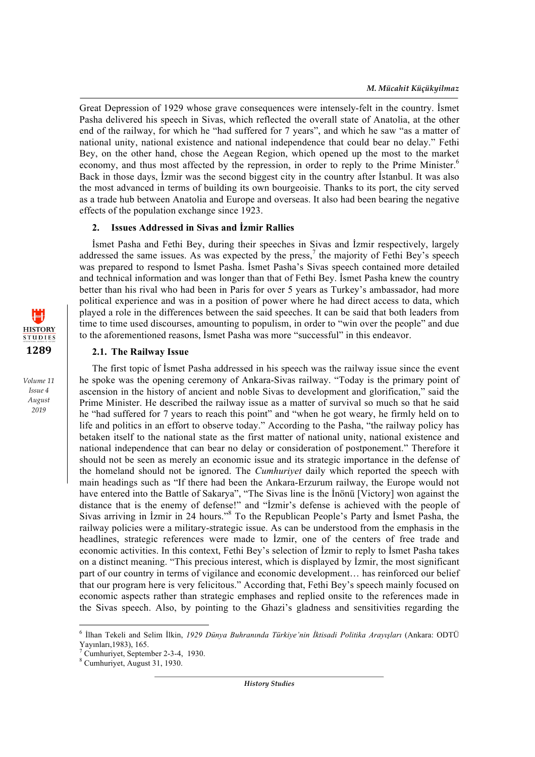Great Depression of 1929 whose grave consequences were intensely-felt in the country. İsmet Pasha delivered his speech in Sivas, which reflected the overall state of Anatolia, at the other end of the railway, for which he "had suffered for 7 years", and which he saw "as a matter of national unity, national existence and national independence that could bear no delay." Fethi Bey, on the other hand, chose the Aegean Region, which opened up the most to the market economy, and thus most affected by the repression, in order to reply to the Prime Minister.[6] Back in those days, İzmir was the second biggest city in the country after İstanbul. It was also the most advanced in terms of building its own bourgeoisie. Thanks to its port, the city served as a trade hub between Anatolia and Europe and overseas. It also had been bearing the negative effects of the population exchange since 1923.

## 2. Issues Addressed in Sivas and İzmir Rallies

İsmet Pasha and Fethi Bey, during their speeches in Sivas and İzmir respectively, largely addressed the same issues. As was expected by the press,[7] the majority of Fethi Bey's speech was prepared to respond to İsmet Pasha. İsmet Pasha's Sivas speech contained more detailed and technical information and was longer than that of Fethi Bey. İsmet Pasha knew the country better than his rival who had been in Paris for over 5 years as Turkey's ambassador, had more political experience and was in a position of power where he had direct access to data, which played a role in the differences between the said speeches. It can be said that both leaders from time to time used discourses, amounting to populism, in order to "win over the people" and due to the aforementioned reasons, İsmet Pasha was more "successful" in this endeavor.

### 2.1. The Railway Issue

The first topic of İsmet Pasha addressed in his speech was the railway issue since the event he spoke was the opening ceremony of Ankara-Sivas railway. "Today is the primary point of ascension in the history of ancient and noble Sivas to development and glorification," said the Prime Minister. He described the railway issue as a matter of survival so much so that he said he "had suffered for 7 years to reach this point" and "when he got weary, he firmly held on to life and politics in an effort to observe today." According to the Pasha, "the railway policy has betaken itself to the national state as the first matter of national unity, national existence and national independence that can bear no delay or consideration of postponement." Therefore it should not be seen as merely an economic issue and its strategic importance in the defense of the homeland should not be ignored. The *Cumhuriyet* daily which reported the speech with main headings such as "If there had been the Ankara-Erzurum railway, the Europe would not have entered into the Battle of Sakarya", "The Sivas line is the İnönü [Victory] won against the distance that is the enemy of defense!" and "İzmir's defense is achieved with the people of Sivas arriving in İzmir in 24 hours."[8] To the Republican People's Party and İsmet Pasha, the railway policies were a military-strategic issue. As can be understood from the emphasis in the headlines, strategic references were made to İzmir, one of the centers of free trade and economic activities. In this context, Fethi Bey's selection of İzmir to reply to İsmet Pasha takes on a distinct meaning. "This precious interest, which is displayed by İzmir, the most significant part of our country in terms of vigilance and economic development… has reinforced our belief that our program here is very felicitous." According that, Fethi Bey's speech mainly focused on economic aspects rather than strategic emphases and replied onsite to the references made in the Sivas speech. Also, by pointing to the Ghazi's gladness and sensitivities regarding the

---

[6] İlhan Tekeli and Selim İlkin, *1929 Dünya Buhranında Türkiye'nin İktisadi Politika Arayışları* (Ankara: ODTÜ Yayınları,1983), 165.

[7] Cumhuriyet, September 2-3-4, 1930.

[8] Cumhuriyet, August 31, 1930.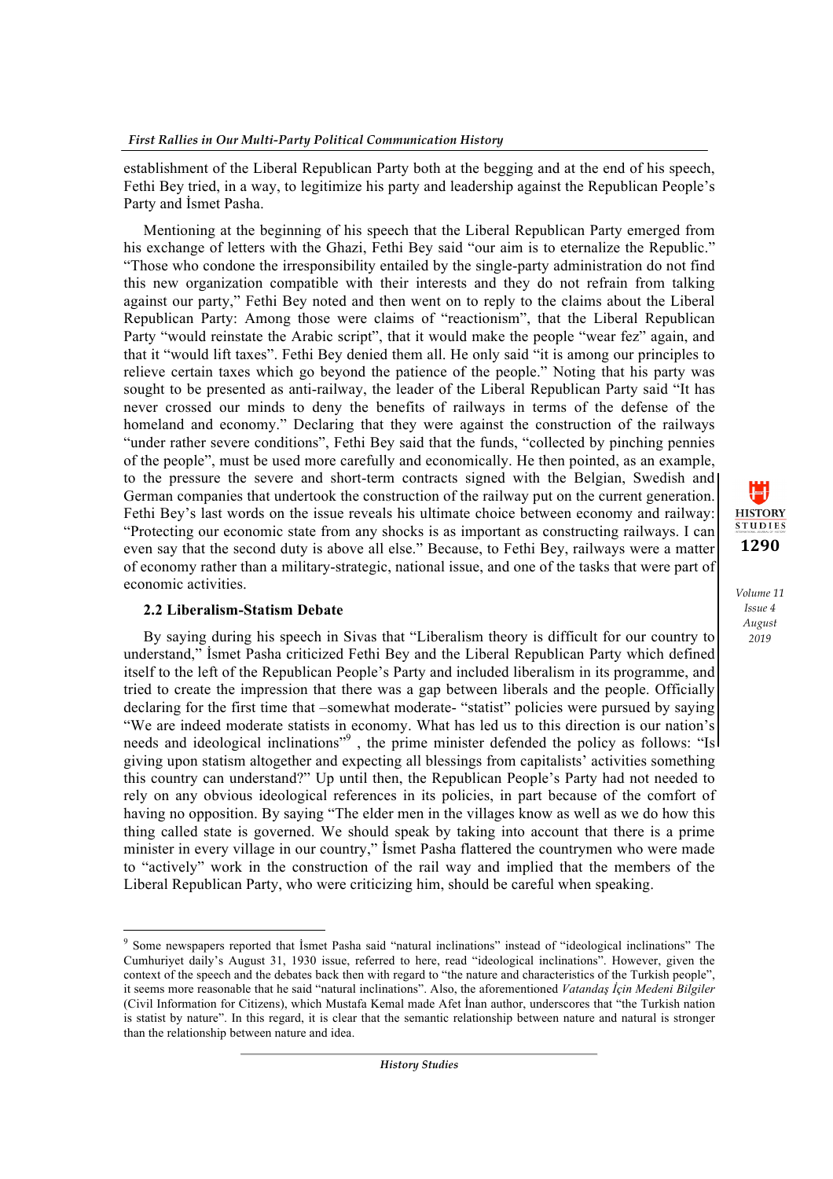establishment of the Liberal Republican Party both at the begging and at the end of his speech, Fethi Bey tried, in a way, to legitimize his party and leadership against the Republican People's Party and İsmet Pasha.

Mentioning at the beginning of his speech that the Liberal Republican Party emerged from his exchange of letters with the Ghazi, Fethi Bey said "our aim is to eternalize the Republic." "Those who condone the irresponsibility entailed by the single-party administration do not find this new organization compatible with their interests and they do not refrain from talking against our party," Fethi Bey noted and then went on to reply to the claims about the Liberal Republican Party: Among those were claims of "reactionism", that the Liberal Republican Party "would reinstate the Arabic script", that it would make the people "wear fez" again, and that it "would lift taxes". Fethi Bey denied them all. He only said "it is among our principles to relieve certain taxes which go beyond the patience of the people." Noting that his party was sought to be presented as anti-railway, the leader of the Liberal Republican Party said "It has never crossed our minds to deny the benefits of railways in terms of the defense of the homeland and economy." Declaring that they were against the construction of the railways "under rather severe conditions", Fethi Bey said that the funds, "collected by pinching pennies of the people", must be used more carefully and economically. He then pointed, as an example, to the pressure the severe and short-term contracts signed with the Belgian, Swedish and German companies that undertook the construction of the railway put on the current generation. Fethi Bey's last words on the issue reveals his ultimate choice between economy and railway: "Protecting our economic state from any shocks is as important as constructing railways. I can even say that the second duty is above all else." Because, to Fethi Bey, railways were a matter of economy rather than a military-strategic, national issue, and one of the tasks that were part of economic activities.

### 2.2 Liberalism-Statism Debate

By saying during his speech in Sivas that "Liberalism theory is difficult for our country to understand," İsmet Pasha criticized Fethi Bey and the Liberal Republican Party which defined itself to the left of the Republican People's Party and included liberalism in its programme, and tried to create the impression that there was a gap between liberals and the people. Officially declaring for the first time that –somewhat moderate- "statist" policies were pursued by saying "We are indeed moderate statists in economy. What has led us to this direction is our nation's needs and ideological inclinations"[9] , the prime minister defended the policy as follows: "Is giving upon statism altogether and expecting all blessings from capitalists' activities something this country can understand?" Up until then, the Republican People's Party had not needed to rely on any obvious ideological references in its policies, in part because of the comfort of having no opposition. By saying "The elder men in the villages know as well as we do how this thing called state is governed. We should speak by taking into account that there is a prime minister in every village in our country," İsmet Pasha flattered the countrymen who were made to "actively" work in the construction of the rail way and implied that the members of the Liberal Republican Party, who were criticizing him, should be careful when speaking.

---

[9] Some newspapers reported that İsmet Pasha said "natural inclinations" instead of "ideological inclinations" The Cumhuriyet daily's August 31, 1930 issue, referred to here, read "ideological inclinations". However, given the context of the speech and the debates back then with regard to "the nature and characteristics of the Turkish people", it seems more reasonable that he said "natural inclinations". Also, the aforementioned *Vatandaş İçin Medeni Bilgiler* (Civil Information for Citizens), which Mustafa Kemal made Afet İnan author, underscores that "the Turkish nation is statist by nature". In this regard, it is clear that the semantic relationship between nature and natural is stronger than the relationship between nature and idea.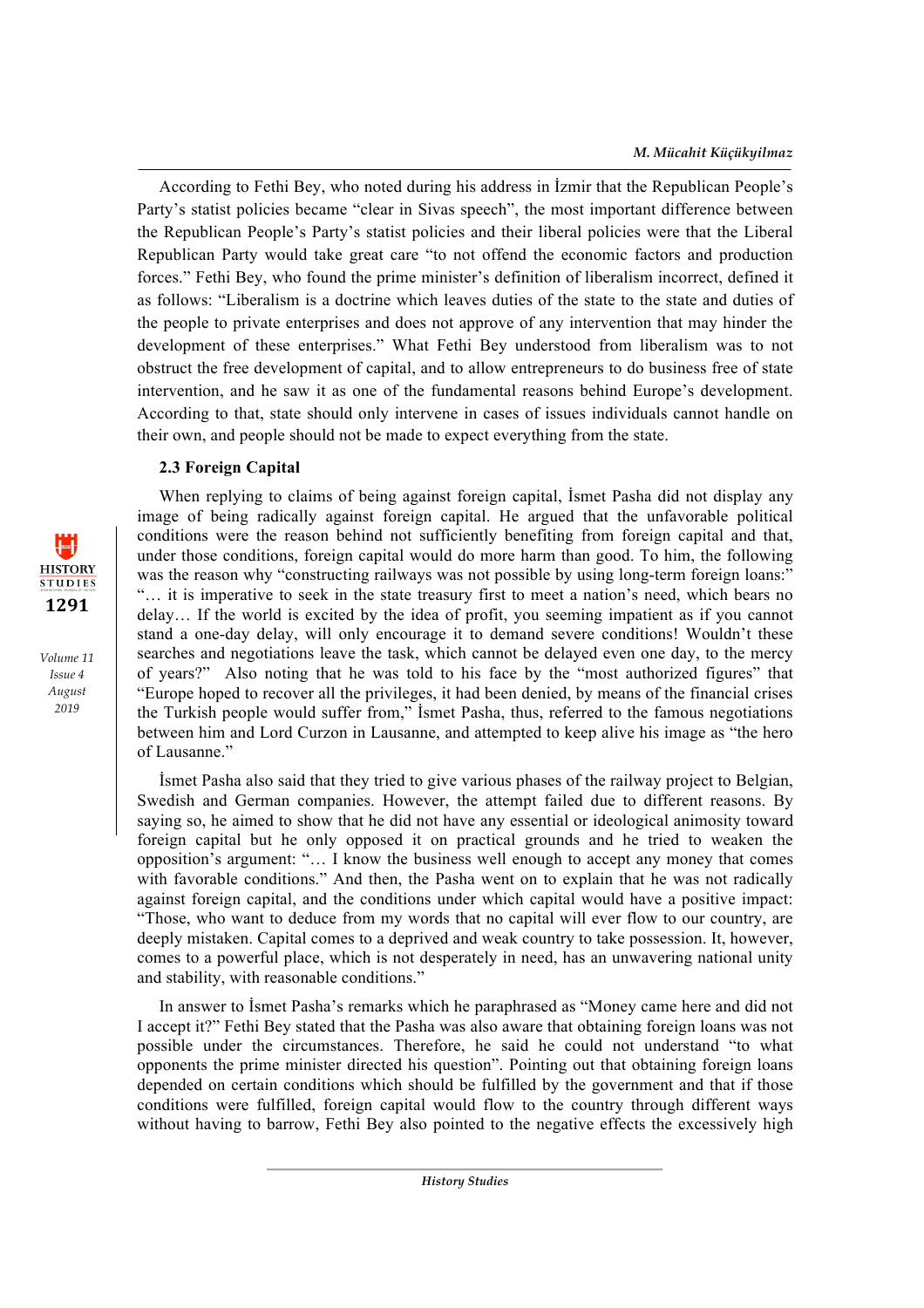According to Fethi Bey, who noted during his address in İzmir that the Republican People's Party's statist policies became "clear in Sivas speech", the most important difference between the Republican People's Party's statist policies and their liberal policies were that the Liberal Republican Party would take great care "to not offend the economic factors and production forces." Fethi Bey, who found the prime minister's definition of liberalism incorrect, defined it as follows: "Liberalism is a doctrine which leaves duties of the state to the state and duties of the people to private enterprises and does not approve of any intervention that may hinder the development of these enterprises." What Fethi Bey understood from liberalism was to not obstruct the free development of capital, and to allow entrepreneurs to do business free of state intervention, and he saw it as one of the fundamental reasons behind Europe's development. According to that, state should only intervene in cases of issues individuals cannot handle on their own, and people should not be made to expect everything from the state.

### 2.3 Foreign Capital

When replying to claims of being against foreign capital, İsmet Pasha did not display any image of being radically against foreign capital. He argued that the unfavorable political conditions were the reason behind not sufficiently benefiting from foreign capital and that, under those conditions, foreign capital would do more harm than good. To him, the following was the reason why "constructing railways was not possible by using long-term foreign loans:" "… it is imperative to seek in the state treasury first to meet a nation's need, which bears no delay… If the world is excited by the idea of profit, you seeming impatient as if you cannot stand a one-day delay, will only encourage it to demand severe conditions! Wouldn't these searches and negotiations leave the task, which cannot be delayed even one day, to the mercy of years?" Also noting that he was told to his face by the "most authorized figures" that "Europe hoped to recover all the privileges, it had been denied, by means of the financial crises the Turkish people would suffer from," İsmet Pasha, thus, referred to the famous negotiations between him and Lord Curzon in Lausanne, and attempted to keep alive his image as "the hero of Lausanne."

İsmet Pasha also said that they tried to give various phases of the railway project to Belgian, Swedish and German companies. However, the attempt failed due to different reasons. By saying so, he aimed to show that he did not have any essential or ideological animosity toward foreign capital but he only opposed it on practical grounds and he tried to weaken the opposition's argument: "… I know the business well enough to accept any money that comes with favorable conditions." And then, the Pasha went on to explain that he was not radically against foreign capital, and the conditions under which capital would have a positive impact: "Those, who want to deduce from my words that no capital will ever flow to our country, are deeply mistaken. Capital comes to a deprived and weak country to take possession. It, however, comes to a powerful place, which is not desperately in need, has an unwavering national unity and stability, with reasonable conditions."

In answer to İsmet Pasha's remarks which he paraphrased as "Money came here and did not I accept it?" Fethi Bey stated that the Pasha was also aware that obtaining foreign loans was not possible under the circumstances. Therefore, he said he could not understand "to what opponents the prime minister directed his question". Pointing out that obtaining foreign loans depended on certain conditions which should be fulfilled by the government and that if those conditions were fulfilled, foreign capital would flow to the country through different ways without having to barrow, Fethi Bey also pointed to the negative effects the excessively high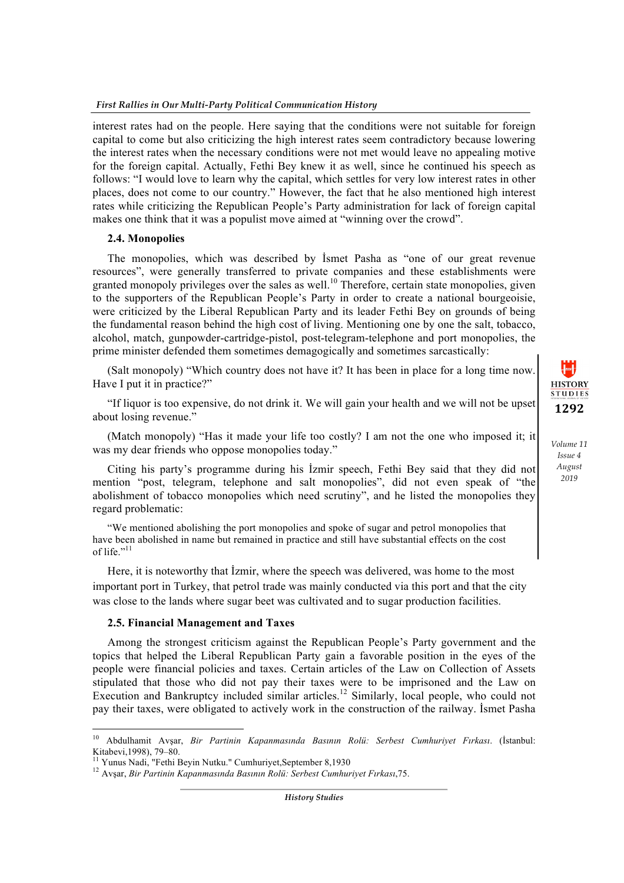interest rates had on the people. Here saying that the conditions were not suitable for foreign capital to come but also criticizing the high interest rates seem contradictory because lowering the interest rates when the necessary conditions were not met would leave no appealing motive for the foreign capital. Actually, Fethi Bey knew it as well, since he continued his speech as follows: "I would love to learn why the capital, which settles for very low interest rates in other places, does not come to our country." However, the fact that he also mentioned high interest rates while criticizing the Republican People's Party administration for lack of foreign capital makes one think that it was a populist move aimed at "winning over the crowd".

### 2.4. Monopolies

The monopolies, which was described by İsmet Pasha as "one of our great revenue resources", were generally transferred to private companies and these establishments were granted monopoly privileges over the sales as well.[10] Therefore, certain state monopolies, given to the supporters of the Republican People's Party in order to create a national bourgeoisie, were criticized by the Liberal Republican Party and its leader Fethi Bey on grounds of being the fundamental reason behind the high cost of living. Mentioning one by one the salt, tobacco, alcohol, match, gunpowder-cartridge-pistol, post-telegram-telephone and port monopolies, the prime minister defended them sometimes demagogically and sometimes sarcastically:

(Salt monopoly) "Which country does not have it? It has been in place for a long time now. Have I put it in practice?"

"If liquor is too expensive, do not drink it. We will gain your health and we will not be upset about losing revenue."

(Match monopoly) "Has it made your life too costly? I am not the one who imposed it; it was my dear friends who oppose monopolies today."

Citing his party's programme during his İzmir speech, Fethi Bey said that they did not mention "post, telegram, telephone and salt monopolies", did not even speak of "the abolishment of tobacco monopolies which need scrutiny", and he listed the monopolies they regard problematic:

> "We mentioned abolishing the port monopolies and spoke of sugar and petrol monopolies that have been abolished in name but remained in practice and still have substantial effects on the cost of life."[11]

Here, it is noteworthy that İzmir, where the speech was delivered, was home to the most important port in Turkey, that petrol trade was mainly conducted via this port and that the city was close to the lands where sugar beet was cultivated and to sugar production facilities.

### 2.5. Financial Management and Taxes

Among the strongest criticism against the Republican People's Party government and the topics that helped the Liberal Republican Party gain a favorable position in the eyes of the people were financial policies and taxes. Certain articles of the Law on Collection of Assets stipulated that those who did not pay their taxes were to be imprisoned and the Law on Execution and Bankruptcy included similar articles.[12] Similarly, local people, who could not pay their taxes, were obligated to actively work in the construction of the railway. İsmet Pasha

---

[10] Abdulhamit Avşar, *Bir Partinin Kapanmasında Basının Rolü: Serbest Cumhuriyet Fırkası*. (İstanbul: Kitabevi,1998), 79–80.

[11] Yunus Nadi, "Fethi Beyin Nutku." Cumhuriyet,September 8,1930

[12] Avşar, *Bir Partinin Kapanmasında Basının Rolü: Serbest Cumhuriyet Fırkası*,75.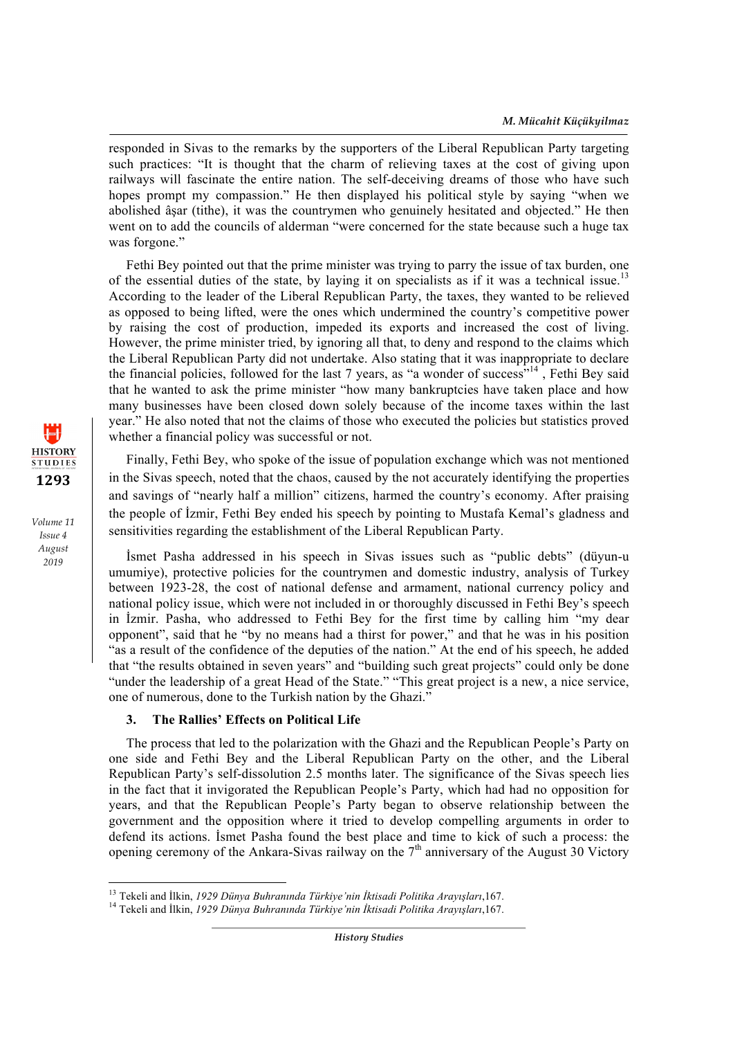responded in Sivas to the remarks by the supporters of the Liberal Republican Party targeting such practices: "It is thought that the charm of relieving taxes at the cost of giving upon railways will fascinate the entire nation. The self-deceiving dreams of those who have such hopes prompt my compassion." He then displayed his political style by saying "when we abolished âşar (tithe), it was the countrymen who genuinely hesitated and objected." He then went on to add the councils of alderman "were concerned for the state because such a huge tax was forgone."

Fethi Bey pointed out that the prime minister was trying to parry the issue of tax burden, one of the essential duties of the state, by laying it on specialists as if it was a technical issue.[13] According to the leader of the Liberal Republican Party, the taxes, they wanted to be relieved as opposed to being lifted, were the ones which undermined the country's competitive power by raising the cost of production, impeded its exports and increased the cost of living. However, the prime minister tried, by ignoring all that, to deny and respond to the claims which the Liberal Republican Party did not undertake. Also stating that it was inappropriate to declare the financial policies, followed for the last 7 years, as "a wonder of success"[14] , Fethi Bey said that he wanted to ask the prime minister "how many bankruptcies have taken place and how many businesses have been closed down solely because of the income taxes within the last year." He also noted that not the claims of those who executed the policies but statistics proved whether a financial policy was successful or not.

Finally, Fethi Bey, who spoke of the issue of population exchange which was not mentioned in the Sivas speech, noted that the chaos, caused by the not accurately identifying the properties and savings of "nearly half a million" citizens, harmed the country's economy. After praising the people of İzmir, Fethi Bey ended his speech by pointing to Mustafa Kemal's gladness and sensitivities regarding the establishment of the Liberal Republican Party.

İsmet Pasha addressed in his speech in Sivas issues such as "public debts" (düyun-u umumiye), protective policies for the countrymen and domestic industry, analysis of Turkey between 1923-28, the cost of national defense and armament, national currency policy and national policy issue, which were not included in or thoroughly discussed in Fethi Bey's speech in İzmir. Pasha, who addressed to Fethi Bey for the first time by calling him "my dear opponent", said that he "by no means had a thirst for power," and that he was in his position "as a result of the confidence of the deputies of the nation." At the end of his speech, he added that "the results obtained in seven years" and "building such great projects" could only be done "under the leadership of a great Head of the State." "This great project is a new, a nice service, one of numerous, done to the Turkish nation by the Ghazi."

### 3. The Rallies' Effects on Political Life

The process that led to the polarization with the Ghazi and the Republican People's Party on one side and Fethi Bey and the Liberal Republican Party on the other, and the Liberal Republican Party's self-dissolution 2.5 months later. The significance of the Sivas speech lies in the fact that it invigorated the Republican People's Party, which had had no opposition for years, and that the Republican People's Party began to observe relationship between the government and the opposition where it tried to develop compelling arguments in order to defend its actions. İsmet Pasha found the best place and time to kick of such a process: the opening ceremony of the Ankara-Sivas railway on the 7th anniversary of the August 30 Victory

---

[13] Tekeli and İlkin, *1929 Dünya Buhranında Türkiye'nin İktisadi Politika Arayışları*,167.

[14] Tekeli and İlkin, *1929 Dünya Buhranında Türkiye'nin İktisadi Politika Arayışları*,167.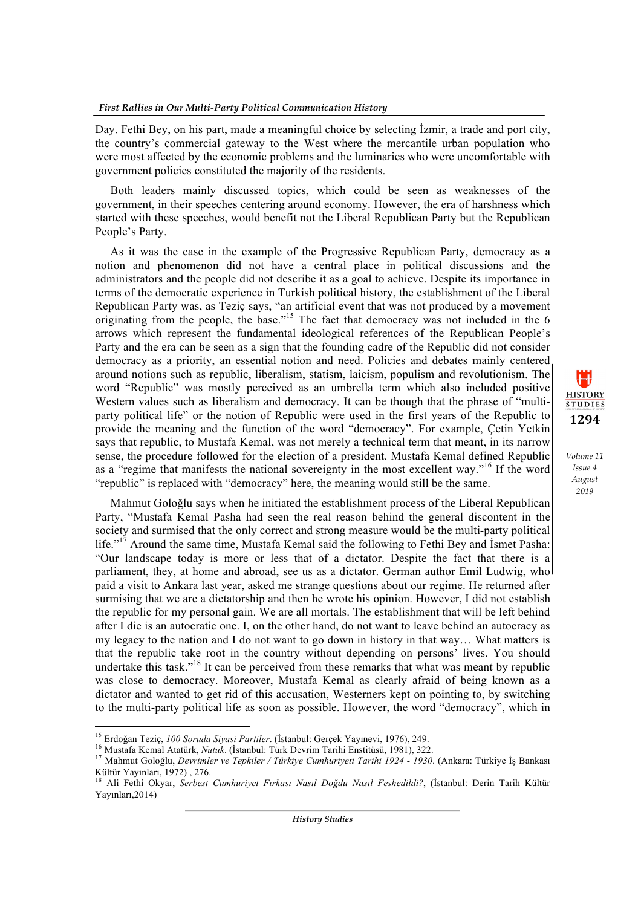Day. Fethi Bey, on his part, made a meaningful choice by selecting İzmir, a trade and port city, the country's commercial gateway to the West where the mercantile urban population who were most affected by the economic problems and the luminaries who were uncomfortable with government policies constituted the majority of the residents.

Both leaders mainly discussed topics, which could be seen as weaknesses of the government, in their speeches centering around economy. However, the era of harshness which started with these speeches, would benefit not the Liberal Republican Party but the Republican People's Party.

As it was the case in the example of the Progressive Republican Party, democracy as a notion and phenomenon did not have a central place in political discussions and the administrators and the people did not describe it as a goal to achieve. Despite its importance in terms of the democratic experience in Turkish political history, the establishment of the Liberal Republican Party was, as Teziç says, "an artificial event that was not produced by a movement originating from the people, the base."[15] The fact that democracy was not included in the 6 arrows which represent the fundamental ideological references of the Republican People's Party and the era can be seen as a sign that the founding cadre of the Republic did not consider democracy as a priority, an essential notion and need. Policies and debates mainly centered around notions such as republic, liberalism, statism, laicism, populism and revolutionism. The word "Republic" was mostly perceived as an umbrella term which also included positive Western values such as liberalism and democracy. It can be though that the phrase of "multi-party political life" or the notion of Republic were used in the first years of the Republic to provide the meaning and the function of the word "democracy". For example, Çetin Yetkin says that republic, to Mustafa Kemal, was not merely a technical term that meant, in its narrow sense, the procedure followed for the election of a president. Mustafa Kemal defined Republic as a "regime that manifests the national sovereignty in the most excellent way."[16] If the word "republic" is replaced with "democracy" here, the meaning would still be the same.

Mahmut Goloğlu says when he initiated the establishment process of the Liberal Republican Party, "Mustafa Kemal Pasha had seen the real reason behind the general discontent in the society and surmised that the only correct and strong measure would be the multi-party political life."[17] Around the same time, Mustafa Kemal said the following to Fethi Bey and İsmet Pasha: "Our landscape today is more or less that of a dictator. Despite the fact that there is a parliament, they, at home and abroad, see us as a dictator. German author Emil Ludwig, who paid a visit to Ankara last year, asked me strange questions about our regime. He returned after surmising that we are a dictatorship and then he wrote his opinion. However, I did not establish the republic for my personal gain. We are all mortals. The establishment that will be left behind after I die is an autocratic one. I, on the other hand, do not want to leave behind an autocracy as my legacy to the nation and I do not want to go down in history in that way… What matters is that the republic take root in the country without depending on persons' lives. You should undertake this task."[18] It can be perceived from these remarks that what was meant by republic was close to democracy. Moreover, Mustafa Kemal as clearly afraid of being known as a dictator and wanted to get rid of this accusation, Westerners kept on pointing to, by switching to the multi-party political life as soon as possible. However, the word "democracy", which in

---

[15] Erdoğan Teziç, *100 Soruda Siyasi Partiler*. (İstanbul: Gerçek Yayınevi, 1976), 249.

[16] Mustafa Kemal Atatürk, *Nutuk*. (İstanbul: Türk Devrim Tarihi Enstitüsü, 1981), 322.

[17] Mahmut Goloğlu, *Devrimler ve Tepkiler / Türkiye Cumhuriyeti Tarihi 1924 - 1930*. (Ankara: Türkiye İş Bankası Kültür Yayınları, 1972) , 276.

[18] Ali Fethi Okyar, *Serbest Cumhuriyet Fırkası Nasıl Doğdu Nasıl Feshedildi?*, (İstanbul: Derin Tarih Kültür Yayınları,2014)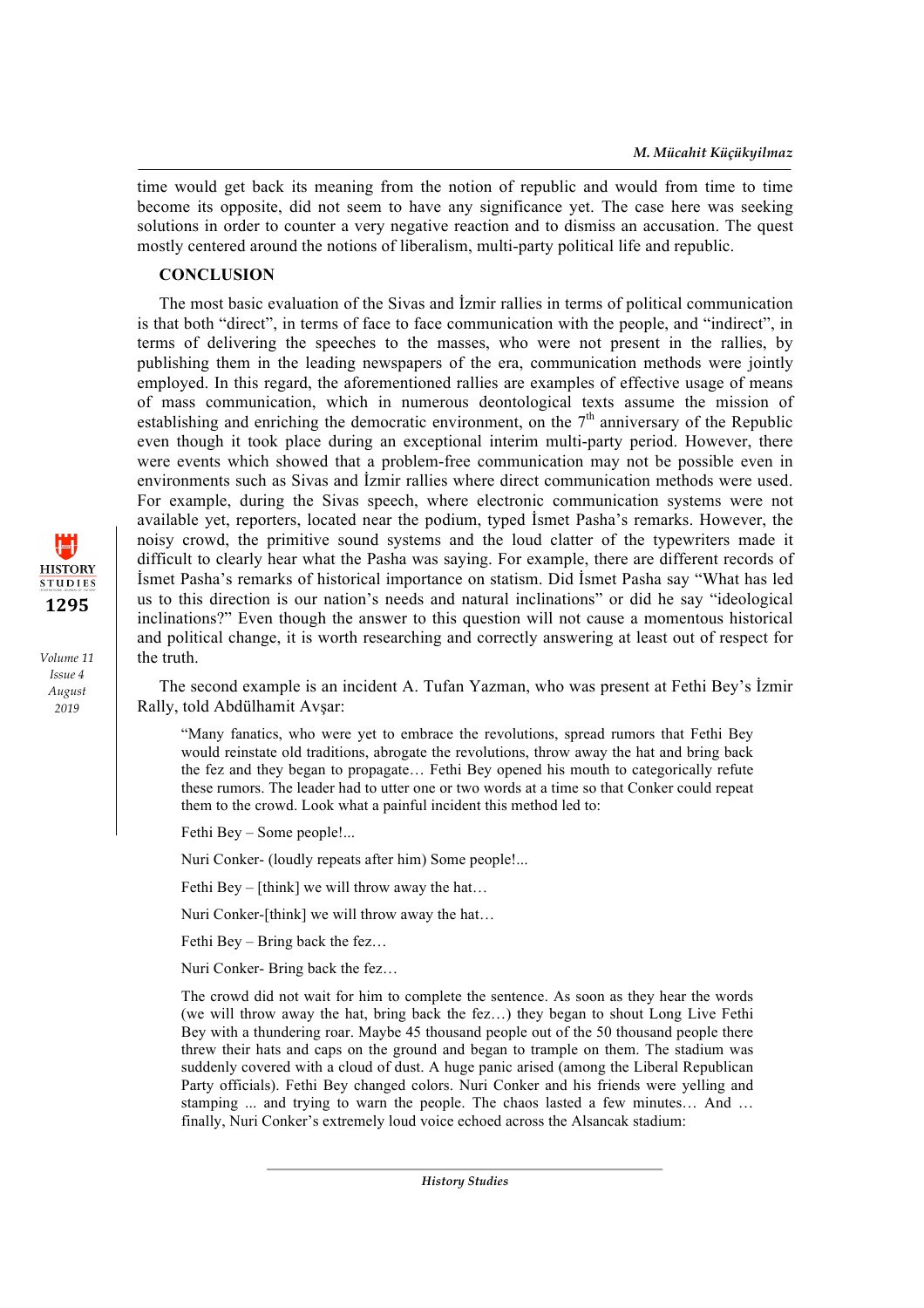time would get back its meaning from the notion of republic and would from time to time become its opposite, did not seem to have any significance yet. The case here was seeking solutions in order to counter a very negative reaction and to dismiss an accusation. The quest mostly centered around the notions of liberalism, multi-party political life and republic.

## CONCLUSION

The most basic evaluation of the Sivas and İzmir rallies in terms of political communication is that both "direct", in terms of face to face communication with the people, and "indirect", in terms of delivering the speeches to the masses, who were not present in the rallies, by publishing them in the leading newspapers of the era, communication methods were jointly employed. In this regard, the aforementioned rallies are examples of effective usage of means of mass communication, which in numerous deontological texts assume the mission of establishing and enriching the democratic environment, on the 7th anniversary of the Republic even though it took place during an exceptional interim multi-party period. However, there were events which showed that a problem-free communication may not be possible even in environments such as Sivas and İzmir rallies where direct communication methods were used. For example, during the Sivas speech, where electronic communication systems were not available yet, reporters, located near the podium, typed İsmet Pasha's remarks. However, the noisy crowd, the primitive sound systems and the loud clatter of the typewriters made it difficult to clearly hear what the Pasha was saying. For example, there are different records of İsmet Pasha's remarks of historical importance on statism. Did İsmet Pasha say "What has led us to this direction is our nation's needs and natural inclinations" or did he say "ideological inclinations?" Even though the answer to this question will not cause a momentous historical and political change, it is worth researching and correctly answering at least out of respect for the truth.

The second example is an incident A. Tufan Yazman, who was present at Fethi Bey's İzmir Rally, told Abdülhamit Avşar:

> "Many fanatics, who were yet to embrace the revolutions, spread rumors that Fethi Bey would reinstate old traditions, abrogate the revolutions, throw away the hat and bring back the fez and they began to propagate… Fethi Bey opened his mouth to categorically refute these rumors. The leader had to utter one or two words at a time so that Conker could repeat them to the crowd. Look what a painful incident this method led to:
>
> Fethi Bey – Some people!...
>
> Nuri Conker- (loudly repeats after him) Some people!...
>
> Fethi Bey – [think] we will throw away the hat…
>
> Nuri Conker-[think] we will throw away the hat…
>
> Fethi Bey – Bring back the fez…
>
> Nuri Conker- Bring back the fez…
>
> The crowd did not wait for him to complete the sentence. As soon as they hear the words (we will throw away the hat, bring back the fez…) they began to shout Long Live Fethi Bey with a thundering roar. Maybe 45 thousand people out of the 50 thousand people there threw their hats and caps on the ground and began to trample on them. The stadium was suddenly covered with a cloud of dust. A huge panic arised (among the Liberal Republican Party officials). Fethi Bey changed colors. Nuri Conker and his friends were yelling and stamping ... and trying to warn the people. The chaos lasted a few minutes… And … finally, Nuri Conker's extremely loud voice echoed across the Alsancak stadium: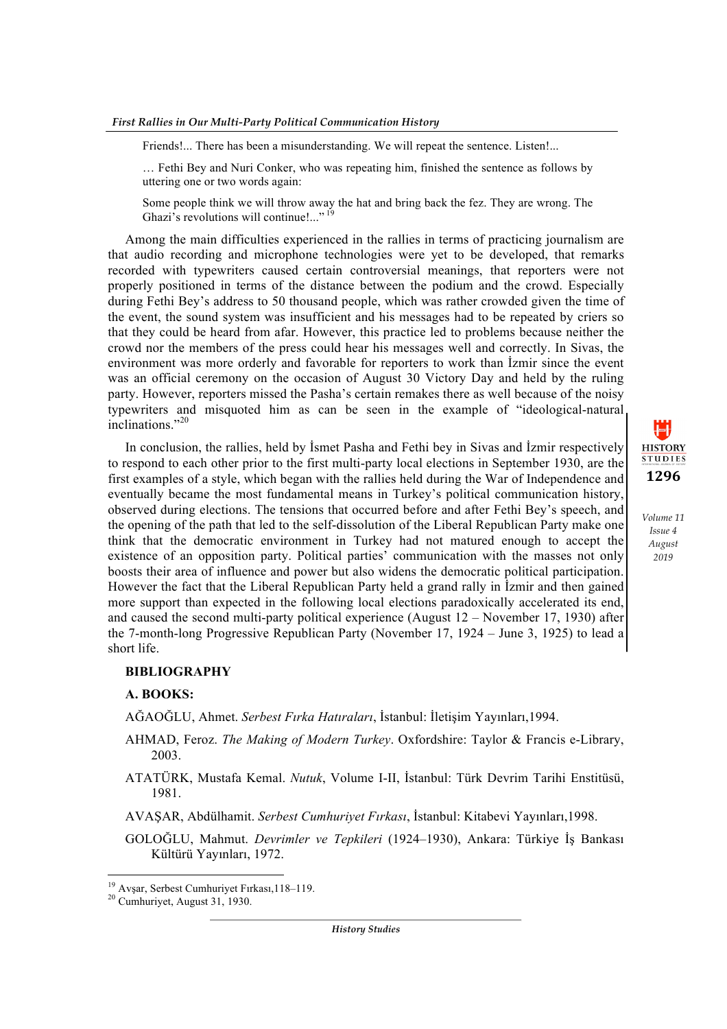> Friends!... There has been a misunderstanding. We will repeat the sentence. Listen!...
>
> … Fethi Bey and Nuri Conker, who was repeating him, finished the sentence as follows by uttering one or two words again:
>
> Some people think we will throw away the hat and bring back the fez. They are wrong. The Ghazi's revolutions will continue!..."[19]

Among the main difficulties experienced in the rallies in terms of practicing journalism are that audio recording and microphone technologies were yet to be developed, that remarks recorded with typewriters caused certain controversial meanings, that reporters were not properly positioned in terms of the distance between the podium and the crowd. Especially during Fethi Bey's address to 50 thousand people, which was rather crowded given the time of the event, the sound system was insufficient and his messages had to be repeated by criers so that they could be heard from afar. However, this practice led to problems because neither the crowd nor the members of the press could hear his messages well and correctly. In Sivas, the environment was more orderly and favorable for reporters to work than İzmir since the event was an official ceremony on the occasion of August 30 Victory Day and held by the ruling party. However, reporters missed the Pasha's certain remakes there as well because of the noisy typewriters and misquoted him as can be seen in the example of "ideological-natural inclinations."[20]

In conclusion, the rallies, held by İsmet Pasha and Fethi bey in Sivas and İzmir respectively to respond to each other prior to the first multi-party local elections in September 1930, are the first examples of a style, which began with the rallies held during the War of Independence and eventually became the most fundamental means in Turkey's political communication history, observed during elections. The tensions that occurred before and after Fethi Bey's speech, and the opening of the path that led to the self-dissolution of the Liberal Republican Party make one think that the democratic environment in Turkey had not matured enough to accept the existence of an opposition party. Political parties' communication with the masses not only boosts their area of influence and power but also widens the democratic political participation. However the fact that the Liberal Republican Party held a grand rally in İzmir and then gained more support than expected in the following local elections paradoxically accelerated its end, and caused the second multi-party political experience (August 12 – November 17, 1930) after the 7-month-long Progressive Republican Party (November 17, 1924 – June 3, 1925) to lead a short life.

## BIBLIOGRAPHY

### A. BOOKS:

AĞAOĞLU, Ahmet. *Serbest Fırka Hatıraları*, İstanbul: İletişim Yayınları,1994.

AHMAD, Feroz. *The Making of Modern Turkey*. Oxfordshire: Taylor & Francis e-Library, 2003.

ATATÜRK, Mustafa Kemal. *Nutuk*, Volume I-II, İstanbul: Türk Devrim Tarihi Enstitüsü, 1981.

AVAŞAR, Abdülhamit. *Serbest Cumhuriyet Fırkası*, İstanbul: Kitabevi Yayınları,1998.

GOLOĞLU, Mahmut. *Devrimler ve Tepkileri* (1924–1930), Ankara: Türkiye İş Bankası Kültürü Yayınları, 1972.

---

[19] Avşar, Serbest Cumhuriyet Fırkası,118–119.

[20] Cumhuriyet, August 31, 1930.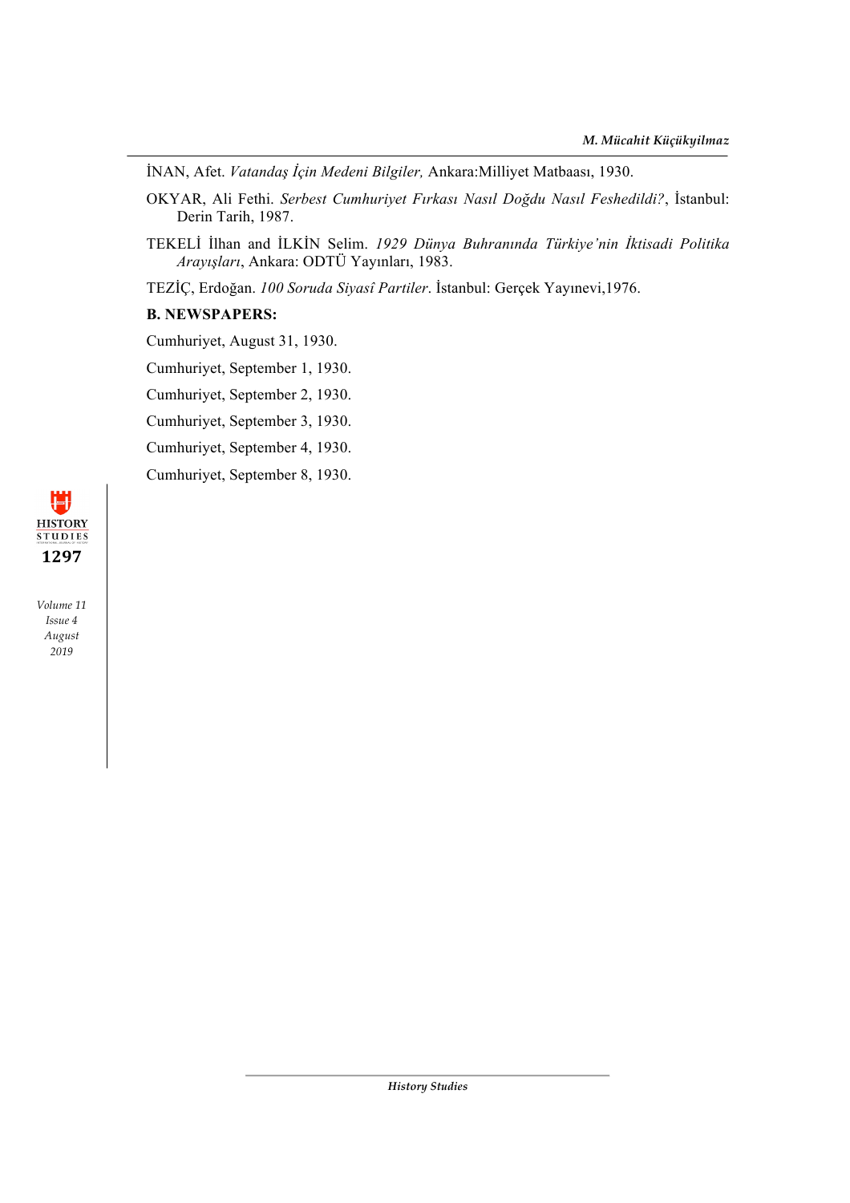İNAN, Afet. *Vatandaş İçin Medeni Bilgiler,* Ankara:Milliyet Matbaası, 1930.

OKYAR, Ali Fethi. *Serbest Cumhuriyet Fırkası Nasıl Doğdu Nasıl Feshedildi?*, İstanbul: Derin Tarih, 1987.

TEKELİ İlhan and İLKİN Selim. *1929 Dünya Buhranında Türkiye'nin İktisadi Politika Arayışları*, Ankara: ODTÜ Yayınları, 1983.

TEZİÇ, Erdoğan. *100 Soruda Siyasî Partiler*. İstanbul: Gerçek Yayınevi,1976.

**B. NEWSPAPERS:**

Cumhuriyet, August 31, 1930.

Cumhuriyet, September 1, 1930.

Cumhuriyet, September 2, 1930.

Cumhuriyet, September 3, 1930.

Cumhuriyet, September 4, 1930.

Cumhuriyet, September 8, 1930.